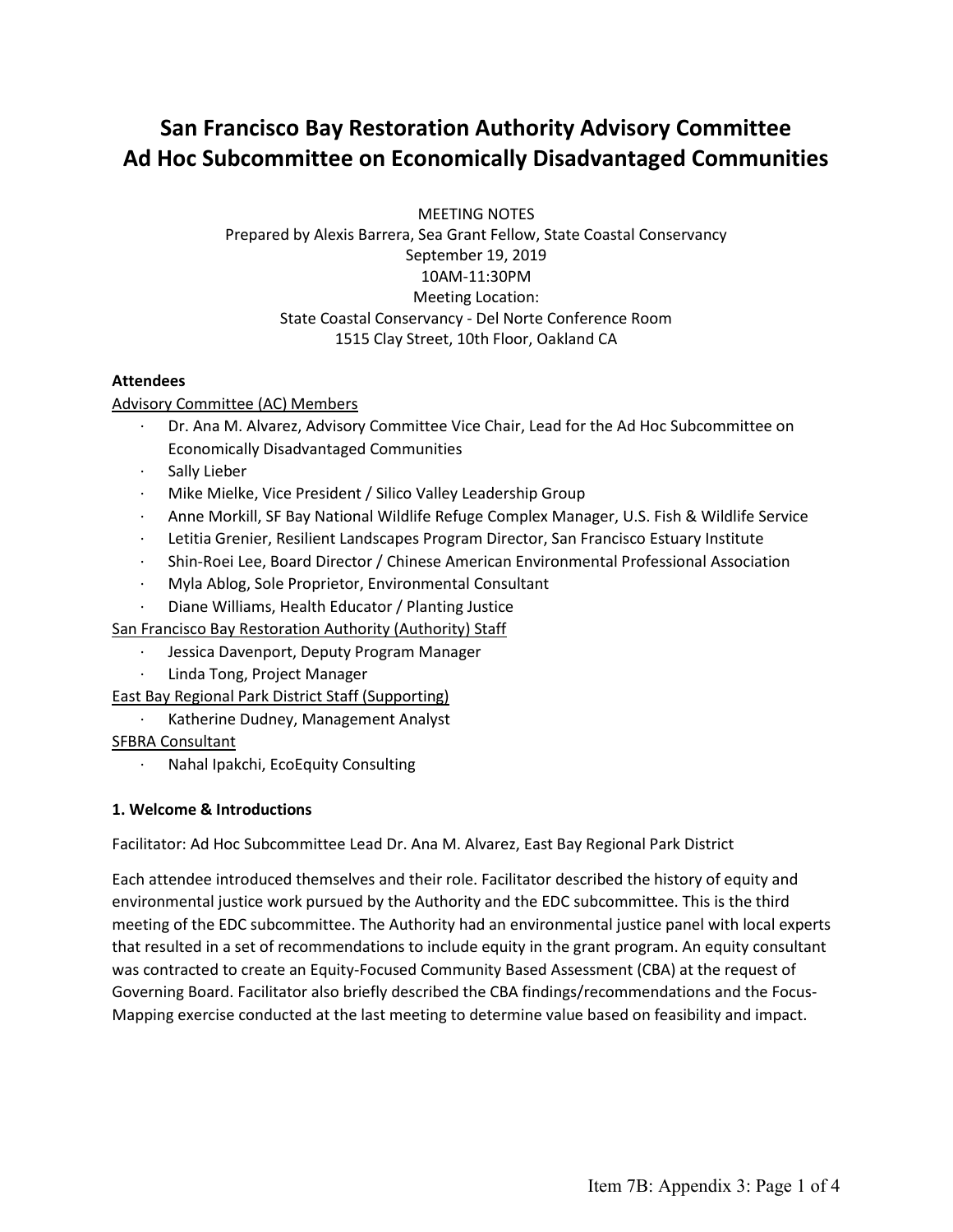# San Francisco Bay Restoration Authority Advisory Committee Ad Hoc Subcommittee on Economically Disadvantaged Communities

MEETING NOTES
Prepared by Alexis Barrera, Sea Grant Fellow, State Coastal Conservancy
September 19, 2019
10AM-11:30PM
Meeting Location:
State Coastal Conservancy - Del Norte Conference Room
1515 Clay Street, 10th Floor, Oakland CA

**Attendees**

Advisory Committee (AC) Members

- Dr. Ana M. Alvarez, Advisory Committee Vice Chair, Lead for the Ad Hoc Subcommittee on Economically Disadvantaged Communities
- Sally Lieber
- Mike Mielke, Vice President / Silico Valley Leadership Group
- Anne Morkill, SF Bay National Wildlife Refuge Complex Manager, U.S. Fish & Wildlife Service
- Letitia Grenier, Resilient Landscapes Program Director, San Francisco Estuary Institute
- Shin-Roei Lee, Board Director / Chinese American Environmental Professional Association
- Myla Ablog, Sole Proprietor, Environmental Consultant
- Diane Williams, Health Educator / Planting Justice

San Francisco Bay Restoration Authority (Authority) Staff

- Jessica Davenport, Deputy Program Manager
- Linda Tong, Project Manager

East Bay Regional Park District Staff (Supporting)

- Katherine Dudney, Management Analyst

SFBRA Consultant

- Nahal Ipakchi, EcoEquity Consulting

**1. Welcome & Introductions**

Facilitator: Ad Hoc Subcommittee Lead Dr. Ana M. Alvarez, East Bay Regional Park District

Each attendee introduced themselves and their role. Facilitator described the history of equity and environmental justice work pursued by the Authority and the EDC subcommittee. This is the third meeting of the EDC subcommittee. The Authority had an environmental justice panel with local experts that resulted in a set of recommendations to include equity in the grant program. An equity consultant was contracted to create an Equity-Focused Community Based Assessment (CBA) at the request of Governing Board. Facilitator also briefly described the CBA findings/recommendations and the Focus-Mapping exercise conducted at the last meeting to determine value based on feasibility and impact.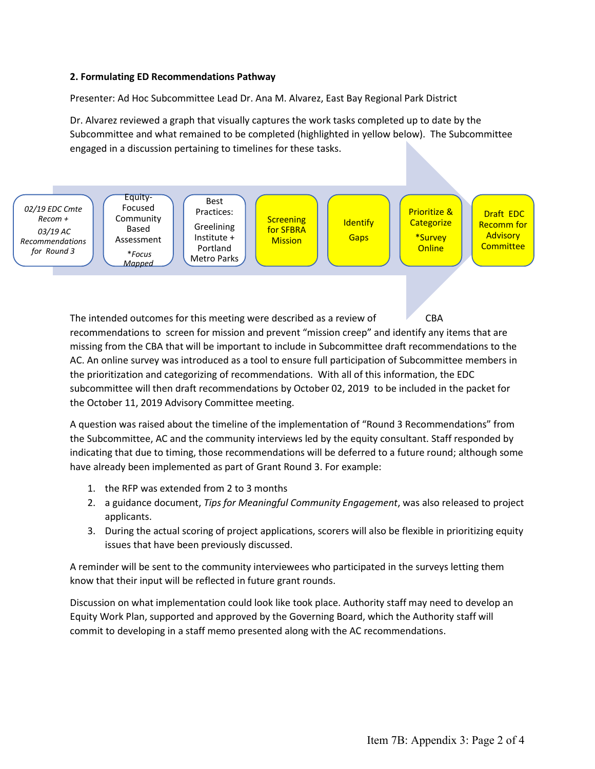**2. Formulating ED Recommendations Pathway**

Presenter: Ad Hoc Subcommittee Lead Dr. Ana M. Alvarez, East Bay Regional Park District

Dr. Alvarez reviewed a graph that visually captures the work tasks completed up to date by the Subcommittee and what remained to be completed (highlighted in yellow below). The Subcommittee engaged in a discussion pertaining to timelines for these tasks.

| *02/19 EDC Cmte Recom + 03/19 AC Recommendations for Round 3* | Equity-Focused Community Based Assessment *\*Focus Mapped* | Best Practices: Greelining Institute + Portland Metro Parks | Screening for SFBRA Mission | Identify Gaps | Prioritize & Categorize \*Survey Online | Draft EDC Recomm for Advisory Committee |
|---|---|---|---|---|---|---|

The intended outcomes for this meeting were described as a review of CBA recommendations to screen for mission and prevent "mission creep" and identify any items that are missing from the CBA that will be important to include in Subcommittee draft recommendations to the AC. An online survey was introduced as a tool to ensure full participation of Subcommittee members in the prioritization and categorizing of recommendations. With all of this information, the EDC subcommittee will then draft recommendations by October 02, 2019 to be included in the packet for the October 11, 2019 Advisory Committee meeting.

A question was raised about the timeline of the implementation of "Round 3 Recommendations" from the Subcommittee, AC and the community interviews led by the equity consultant. Staff responded by indicating that due to timing, those recommendations will be deferred to a future round; although some have already been implemented as part of Grant Round 3. For example:

1. the RFP was extended from 2 to 3 months
2. a guidance document, *Tips for Meaningful Community Engagement*, was also released to project applicants.
3. During the actual scoring of project applications, scorers will also be flexible in prioritizing equity issues that have been previously discussed.

A reminder will be sent to the community interviewees who participated in the surveys letting them know that their input will be reflected in future grant rounds.

Discussion on what implementation could look like took place. Authority staff may need to develop an Equity Work Plan, supported and approved by the Governing Board, which the Authority staff will commit to developing in a staff memo presented along with the AC recommendations.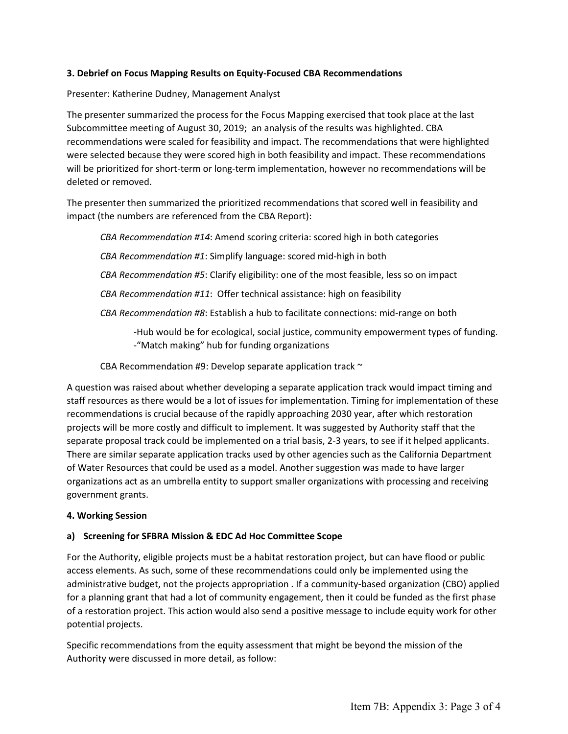**3. Debrief on Focus Mapping Results on Equity-Focused CBA Recommendations**

Presenter: Katherine Dudney, Management Analyst

The presenter summarized the process for the Focus Mapping exercised that took place at the last Subcommittee meeting of August 30, 2019; an analysis of the results was highlighted. CBA recommendations were scaled for feasibility and impact. The recommendations that were highlighted were selected because they were scored high in both feasibility and impact. These recommendations will be prioritized for short-term or long-term implementation, however no recommendations will be deleted or removed.

The presenter then summarized the prioritized recommendations that scored well in feasibility and impact (the numbers are referenced from the CBA Report):

> *CBA Recommendation #14*: Amend scoring criteria: scored high in both categories
>
> *CBA Recommendation #1*: Simplify language: scored mid-high in both
>
> *CBA Recommendation #5*: Clarify eligibility: one of the most feasible, less so on impact
>
> *CBA Recommendation #11*: Offer technical assistance: high on feasibility
>
> *CBA Recommendation #8*: Establish a hub to facilitate connections: mid-range on both
>
> -Hub would be for ecological, social justice, community empowerment types of funding.
> -"Match making" hub for funding organizations
>
> CBA Recommendation #9: Develop separate application track ~

A question was raised about whether developing a separate application track would impact timing and staff resources as there would be a lot of issues for implementation. Timing for implementation of these recommendations is crucial because of the rapidly approaching 2030 year, after which restoration projects will be more costly and difficult to implement. It was suggested by Authority staff that the separate proposal track could be implemented on a trial basis, 2-3 years, to see if it helped applicants. There are similar separate application tracks used by other agencies such as the California Department of Water Resources that could be used as a model. Another suggestion was made to have larger organizations act as an umbrella entity to support smaller organizations with processing and receiving government grants.

**4. Working Session**

**a) Screening for SFBRA Mission & EDC Ad Hoc Committee Scope**

For the Authority, eligible projects must be a habitat restoration project, but can have flood or public access elements. As such, some of these recommendations could only be implemented using the administrative budget, not the projects appropriation . If a community-based organization (CBO) applied for a planning grant that had a lot of community engagement, then it could be funded as the first phase of a restoration project. This action would also send a positive message to include equity work for other potential projects.

Specific recommendations from the equity assessment that might be beyond the mission of the Authority were discussed in more detail, as follow: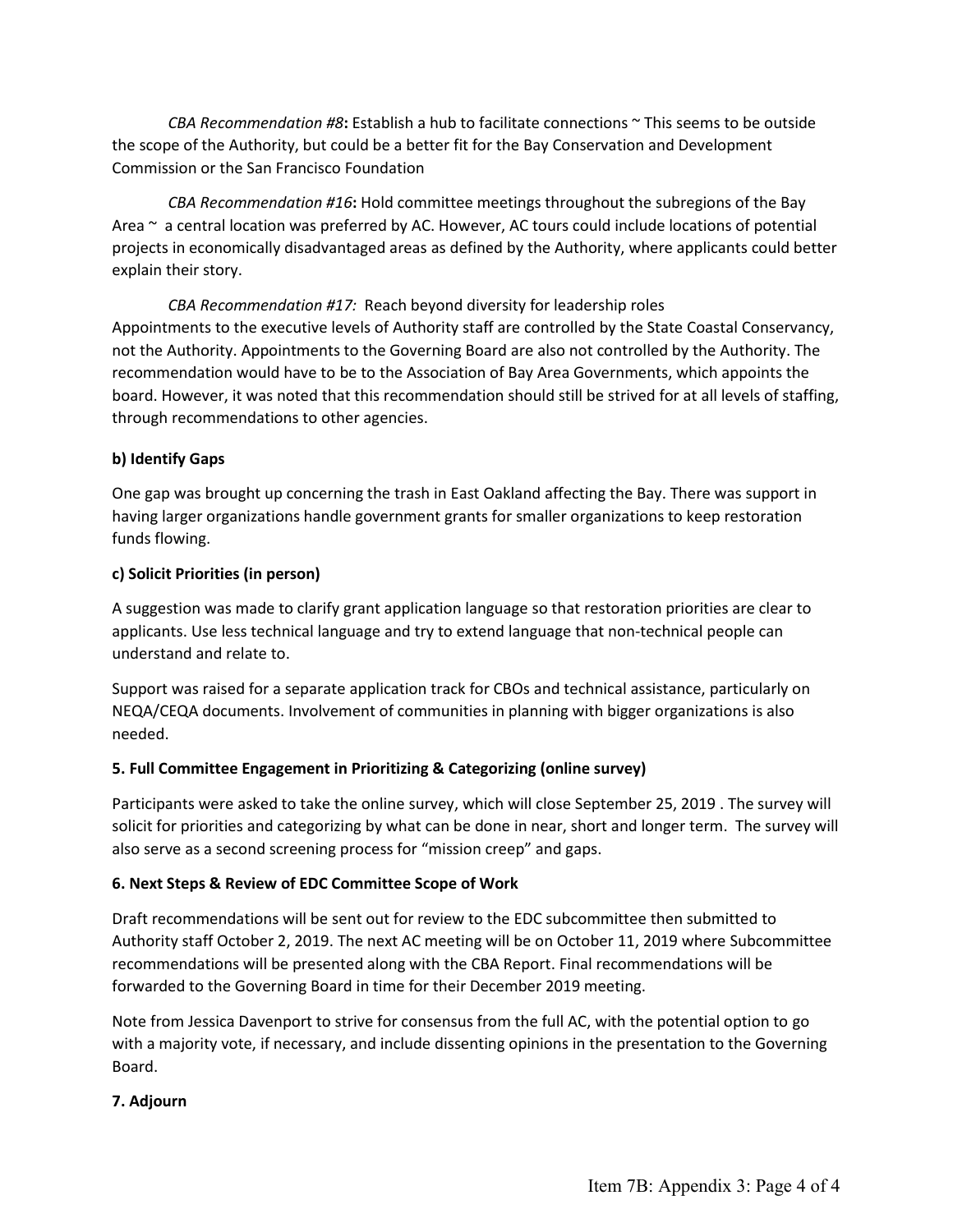*CBA Recommendation #8*: Establish a hub to facilitate connections ~ This seems to be outside the scope of the Authority, but could be a better fit for the Bay Conservation and Development Commission or the San Francisco Foundation

*CBA Recommendation #16*: Hold committee meetings throughout the subregions of the Bay Area ~ a central location was preferred by AC. However, AC tours could include locations of potential projects in economically disadvantaged areas as defined by the Authority, where applicants could better explain their story.

*CBA Recommendation #17:* Reach beyond diversity for leadership roles
Appointments to the executive levels of Authority staff are controlled by the State Coastal Conservancy, not the Authority. Appointments to the Governing Board are also not controlled by the Authority. The recommendation would have to be to the Association of Bay Area Governments, which appoints the board. However, it was noted that this recommendation should still be strived for at all levels of staffing, through recommendations to other agencies.

**b) Identify Gaps**

One gap was brought up concerning the trash in East Oakland affecting the Bay. There was support in having larger organizations handle government grants for smaller organizations to keep restoration funds flowing.

**c) Solicit Priorities (in person)**

A suggestion was made to clarify grant application language so that restoration priorities are clear to applicants. Use less technical language and try to extend language that non-technical people can understand and relate to.

Support was raised for a separate application track for CBOs and technical assistance, particularly on NEQA/CEQA documents. Involvement of communities in planning with bigger organizations is also needed.

**5. Full Committee Engagement in Prioritizing & Categorizing (online survey)**

Participants were asked to take the online survey, which will close September 25, 2019 . The survey will solicit for priorities and categorizing by what can be done in near, short and longer term. The survey will also serve as a second screening process for "mission creep" and gaps.

**6. Next Steps & Review of EDC Committee Scope of Work**

Draft recommendations will be sent out for review to the EDC subcommittee then submitted to Authority staff October 2, 2019. The next AC meeting will be on October 11, 2019 where Subcommittee recommendations will be presented along with the CBA Report. Final recommendations will be forwarded to the Governing Board in time for their December 2019 meeting.

Note from Jessica Davenport to strive for consensus from the full AC, with the potential option to go with a majority vote, if necessary, and include dissenting opinions in the presentation to the Governing Board.

**7. Adjourn**